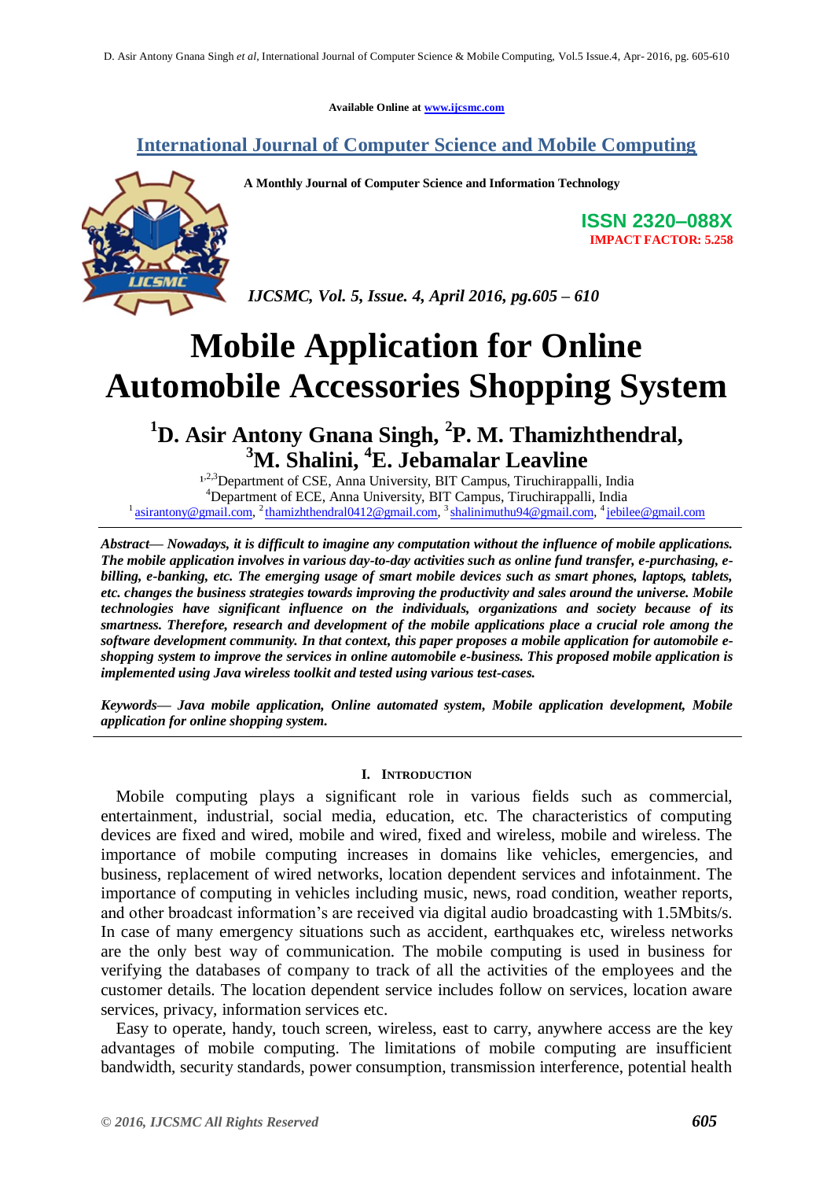Available Online at www.ijcsmc.com

**International Journal of Computer Science and Mobile Computing**

**A Monthly Journal of Computer Science and Information Technology**

**ISSN 2320–088X**
**IMPACT FACTOR: 5.258**

*IJCSMC, Vol. 5, Issue. 4, April 2016, pg.605 – 610*

# Mobile Application for Online Automobile Accessories Shopping System

## [1]D. Asir Antony Gnana Singh, [2]P. M. Thamizhthendral, [3]M. Shalini, [4]E. Jebamalar Leavline

[1,2,3]Department of CSE, Anna University, BIT Campus, Tiruchirappalli, India
[4]Department of ECE, Anna University, BIT Campus, Tiruchirappalli, India
[1] asirantony@gmail.com, [2] thamizhthendral0412@gmail.com, [3] shalinimuthu94@gmail.com, [4] jebilee@gmail.com

***Abstract— Nowadays, it is difficult to imagine any computation without the influence of mobile applications. The mobile application involves in various day-to-day activities such as online fund transfer, e-purchasing, e-billing, e-banking, etc. The emerging usage of smart mobile devices such as smart phones, laptops, tablets, etc. changes the business strategies towards improving the productivity and sales around the universe. Mobile technologies have significant influence on the individuals, organizations and society because of its smartness. Therefore, research and development of the mobile applications place a crucial role among the software development community. In that context, this paper proposes a mobile application for automobile e-shopping system to improve the services in online automobile e-business. This proposed mobile application is implemented using Java wireless toolkit and tested using various test-cases.***

***Keywords— Java mobile application, Online automated system, Mobile application development, Mobile application for online shopping system.***

## I. INTRODUCTION

Mobile computing plays a significant role in various fields such as commercial, entertainment, industrial, social media, education, etc. The characteristics of computing devices are fixed and wired, mobile and wired, fixed and wireless, mobile and wireless. The importance of mobile computing increases in domains like vehicles, emergencies, and business, replacement of wired networks, location dependent services and infotainment. The importance of computing in vehicles including music, news, road condition, weather reports, and other broadcast information's are received via digital audio broadcasting with 1.5Mbits/s. In case of many emergency situations such as accident, earthquakes etc, wireless networks are the only best way of communication. The mobile computing is used in business for verifying the databases of company to track of all the activities of the employees and the customer details. The location dependent service includes follow on services, location aware services, privacy, information services etc.

Easy to operate, handy, touch screen, wireless, east to carry, anywhere access are the key advantages of mobile computing. The limitations of mobile computing are insufficient bandwidth, security standards, power consumption, transmission interference, potential health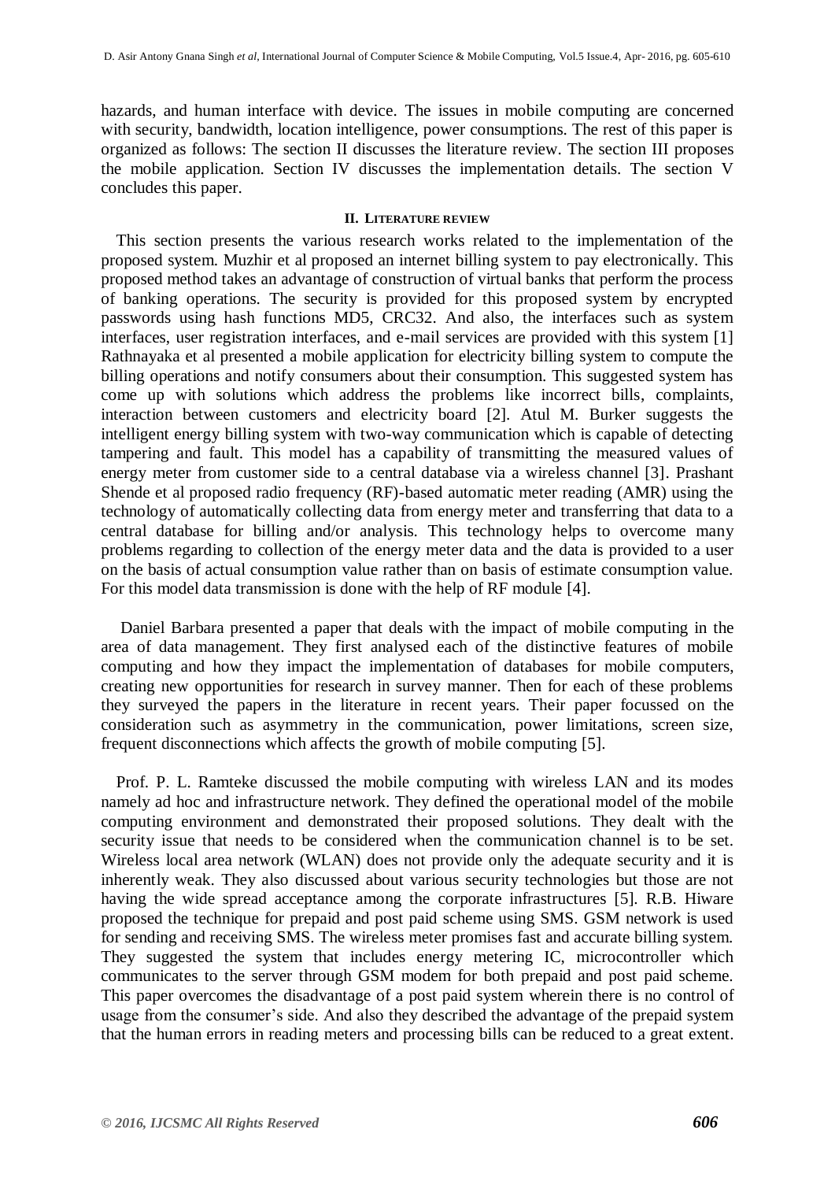hazards, and human interface with device. The issues in mobile computing are concerned with security, bandwidth, location intelligence, power consumptions. The rest of this paper is organized as follows: The section II discusses the literature review. The section III proposes the mobile application. Section IV discusses the implementation details. The section V concludes this paper.

## II. LITERATURE REVIEW

This section presents the various research works related to the implementation of the proposed system. Muzhir et al proposed an internet billing system to pay electronically. This proposed method takes an advantage of construction of virtual banks that perform the process of banking operations. The security is provided for this proposed system by encrypted passwords using hash functions MD5, CRC32. And also, the interfaces such as system interfaces, user registration interfaces, and e-mail services are provided with this system [1] Rathnayaka et al presented a mobile application for electricity billing system to compute the billing operations and notify consumers about their consumption. This suggested system has come up with solutions which address the problems like incorrect bills, complaints, interaction between customers and electricity board [2]. Atul M. Burker suggests the intelligent energy billing system with two-way communication which is capable of detecting tampering and fault. This model has a capability of transmitting the measured values of energy meter from customer side to a central database via a wireless channel [3]. Prashant Shende et al proposed radio frequency (RF)-based automatic meter reading (AMR) using the technology of automatically collecting data from energy meter and transferring that data to a central database for billing and/or analysis. This technology helps to overcome many problems regarding to collection of the energy meter data and the data is provided to a user on the basis of actual consumption value rather than on basis of estimate consumption value. For this model data transmission is done with the help of RF module [4].

Daniel Barbara presented a paper that deals with the impact of mobile computing in the area of data management. They first analysed each of the distinctive features of mobile computing and how they impact the implementation of databases for mobile computers, creating new opportunities for research in survey manner. Then for each of these problems they surveyed the papers in the literature in recent years. Their paper focussed on the consideration such as asymmetry in the communication, power limitations, screen size, frequent disconnections which affects the growth of mobile computing [5].

Prof. P. L. Ramteke discussed the mobile computing with wireless LAN and its modes namely ad hoc and infrastructure network. They defined the operational model of the mobile computing environment and demonstrated their proposed solutions. They dealt with the security issue that needs to be considered when the communication channel is to be set. Wireless local area network (WLAN) does not provide only the adequate security and it is inherently weak. They also discussed about various security technologies but those are not having the wide spread acceptance among the corporate infrastructures [5]. R.B. Hiware proposed the technique for prepaid and post paid scheme using SMS. GSM network is used for sending and receiving SMS. The wireless meter promises fast and accurate billing system. They suggested the system that includes energy metering IC, microcontroller which communicates to the server through GSM modem for both prepaid and post paid scheme. This paper overcomes the disadvantage of a post paid system wherein there is no control of usage from the consumer's side. And also they described the advantage of the prepaid system that the human errors in reading meters and processing bills can be reduced to a great extent.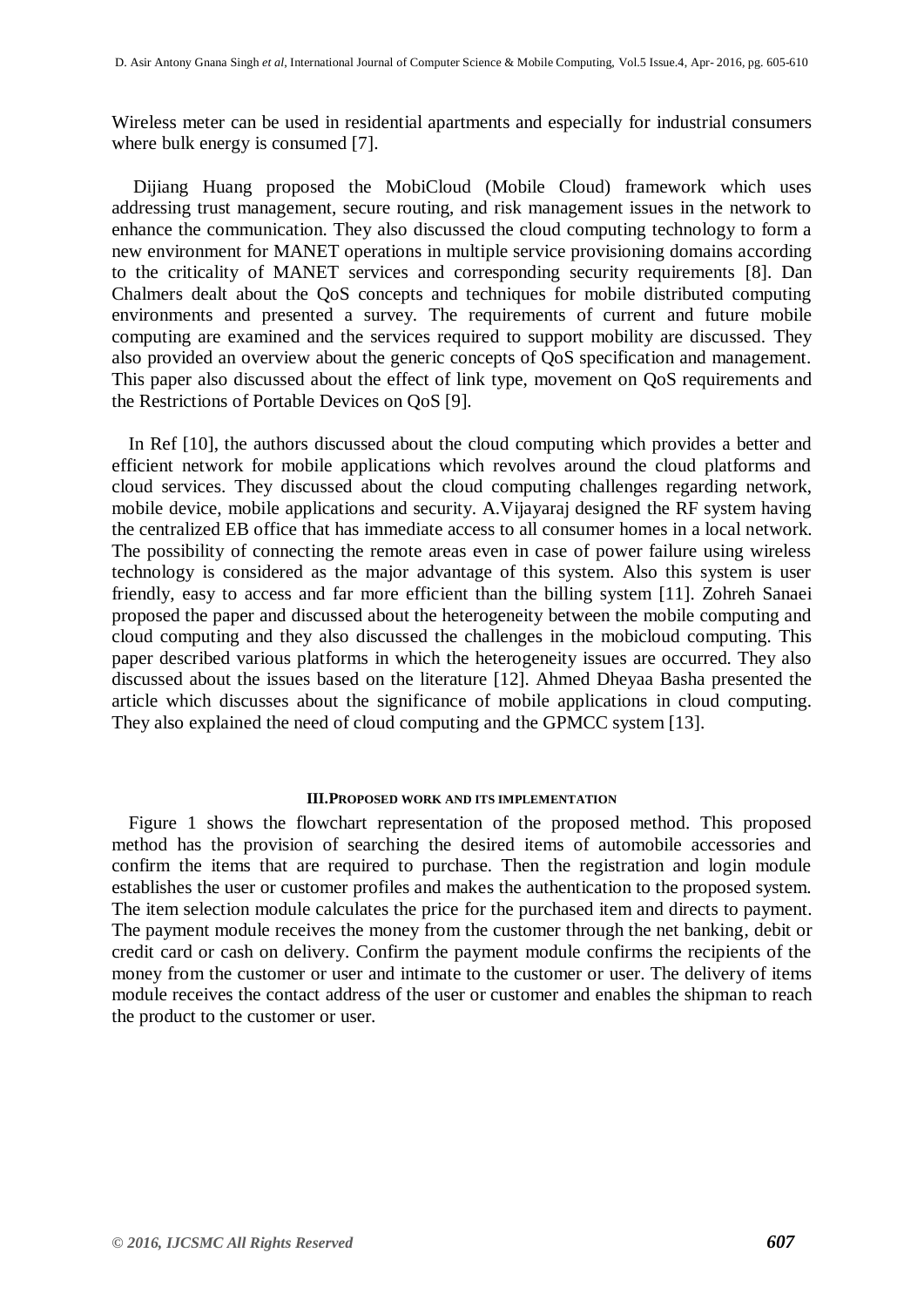Wireless meter can be used in residential apartments and especially for industrial consumers where bulk energy is consumed [7].

Dijiang Huang proposed the MobiCloud (Mobile Cloud) framework which uses addressing trust management, secure routing, and risk management issues in the network to enhance the communication. They also discussed the cloud computing technology to form a new environment for MANET operations in multiple service provisioning domains according to the criticality of MANET services and corresponding security requirements [8]. Dan Chalmers dealt about the QoS concepts and techniques for mobile distributed computing environments and presented a survey. The requirements of current and future mobile computing are examined and the services required to support mobility are discussed. They also provided an overview about the generic concepts of QoS specification and management. This paper also discussed about the effect of link type, movement on QoS requirements and the Restrictions of Portable Devices on QoS [9].

In Ref [10], the authors discussed about the cloud computing which provides a better and efficient network for mobile applications which revolves around the cloud platforms and cloud services. They discussed about the cloud computing challenges regarding network, mobile device, mobile applications and security. A.Vijayaraj designed the RF system having the centralized EB office that has immediate access to all consumer homes in a local network. The possibility of connecting the remote areas even in case of power failure using wireless technology is considered as the major advantage of this system. Also this system is user friendly, easy to access and far more efficient than the billing system [11]. Zohreh Sanaei proposed the paper and discussed about the heterogeneity between the mobile computing and cloud computing and they also discussed the challenges in the mobicloud computing. This paper described various platforms in which the heterogeneity issues are occurred. They also discussed about the issues based on the literature [12]. Ahmed Dheyaa Basha presented the article which discusses about the significance of mobile applications in cloud computing. They also explained the need of cloud computing and the GPMCC system [13].

## III. PROPOSED WORK AND ITS IMPLEMENTATION

Figure 1 shows the flowchart representation of the proposed method. This proposed method has the provision of searching the desired items of automobile accessories and confirm the items that are required to purchase. Then the registration and login module establishes the user or customer profiles and makes the authentication to the proposed system. The item selection module calculates the price for the purchased item and directs to payment. The payment module receives the money from the customer through the net banking, debit or credit card or cash on delivery. Confirm the payment module confirms the recipients of the money from the customer or user and intimate to the customer or user. The delivery of items module receives the contact address of the user or customer and enables the shipman to reach the product to the customer or user.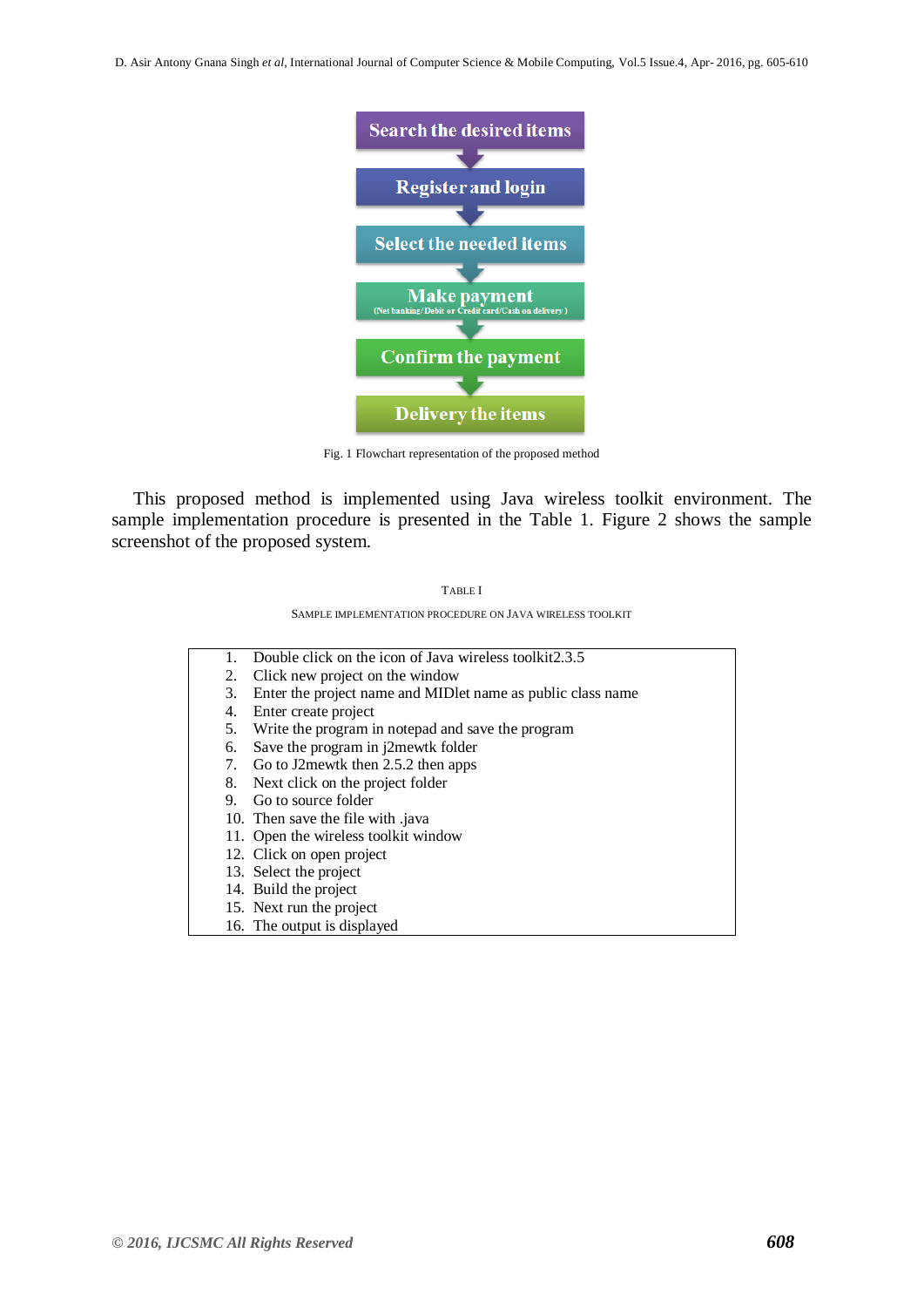Search the desired items

Register and login

Select the needed items

Make payment
(Net banking/Debit or Credit card/Cash on delivery)

Confirm the payment

Delivery the items

Fig. 1 Flowchart representation of the proposed method

This proposed method is implemented using Java wireless toolkit environment. The sample implementation procedure is presented in the Table 1. Figure 2 shows the sample screenshot of the proposed system.

TABLE I

SAMPLE IMPLEMENTATION PROCEDURE ON JAVA WIRELESS TOOLKIT

1. Double click on the icon of Java wireless toolkit2.3.5
2. Click new project on the window
3. Enter the project name and MIDlet name as public class name
4. Enter create project
5. Write the program in notepad and save the program
6. Save the program in j2mewtk folder
7. Go to J2mewtk then 2.5.2 then apps
8. Next click on the project folder
9. Go to source folder
10. Then save the file with .java
11. Open the wireless toolkit window
12. Click on open project
13. Select the project
14. Build the project
15. Next run the project
16. The output is displayed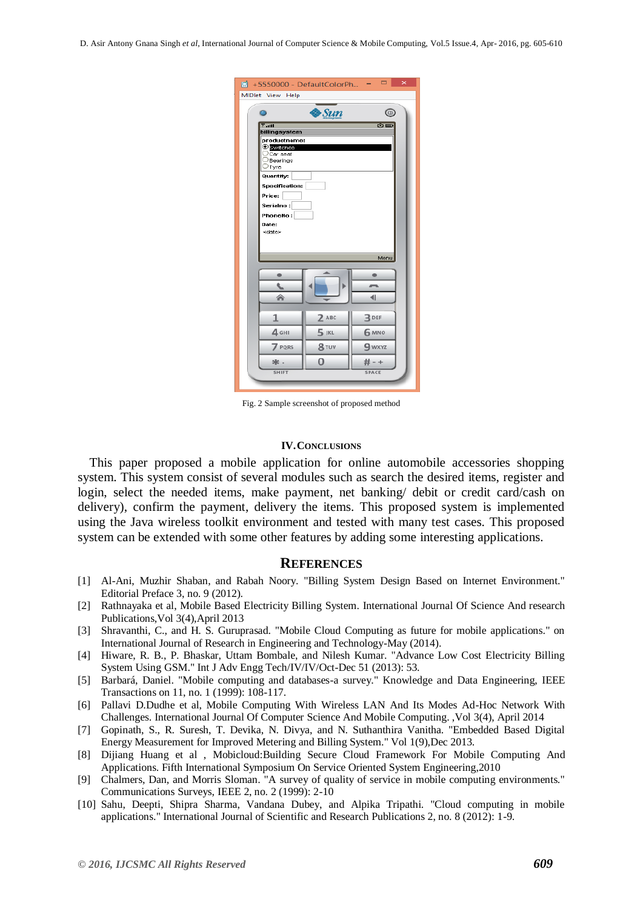Fig. 2 Sample screenshot of proposed method

## IV. CONCLUSIONS

This paper proposed a mobile application for online automobile accessories shopping system. This system consist of several modules such as search the desired items, register and login, select the needed items, make payment, net banking/ debit or credit card/cash on delivery), confirm the payment, delivery the items. This proposed system is implemented using the Java wireless toolkit environment and tested with many test cases. This proposed system can be extended with some other features by adding some interesting applications.

## REFERENCES

[1] Al-Ani, Muzhir Shaban, and Rabah Noory. "Billing System Design Based on Internet Environment." Editorial Preface 3, no. 9 (2012).

[2] Rathnayaka et al, Mobile Based Electricity Billing System. International Journal Of Science And research Publications,Vol 3(4),April 2013

[3] Shravanthi, C., and H. S. Guruprasad. "Mobile Cloud Computing as future for mobile applications." on International Journal of Research in Engineering and Technology-May (2014).

[4] Hiware, R. B., P. Bhaskar, Uttam Bombale, and Nilesh Kumar. "Advance Low Cost Electricity Billing System Using GSM." Int J Adv Engg Tech/IV/IV/Oct-Dec 51 (2013): 53.

[5] Barbará, Daniel. "Mobile computing and databases-a survey." Knowledge and Data Engineering, IEEE Transactions on 11, no. 1 (1999): 108-117.

[6] Pallavi D.Dudhe et al, Mobile Computing With Wireless LAN And Its Modes Ad-Hoc Network With Challenges. International Journal Of Computer Science And Mobile Computing. ,Vol 3(4), April 2014

[7] Gopinath, S., R. Suresh, T. Devika, N. Divya, and N. Suthanthira Vanitha. "Embedded Based Digital Energy Measurement for Improved Metering and Billing System." Vol 1(9),Dec 2013.

[8] Dijiang Huang et al , Mobicloud:Building Secure Cloud Framework For Mobile Computing And Applications. Fifth International Symposium On Service Oriented System Engineering,2010

[9] Chalmers, Dan, and Morris Sloman. "A survey of quality of service in mobile computing environments." Communications Surveys, IEEE 2, no. 2 (1999): 2-10

[10] Sahu, Deepti, Shipra Sharma, Vandana Dubey, and Alpika Tripathi. "Cloud computing in mobile applications." International Journal of Scientific and Research Publications 2, no. 8 (2012): 1-9.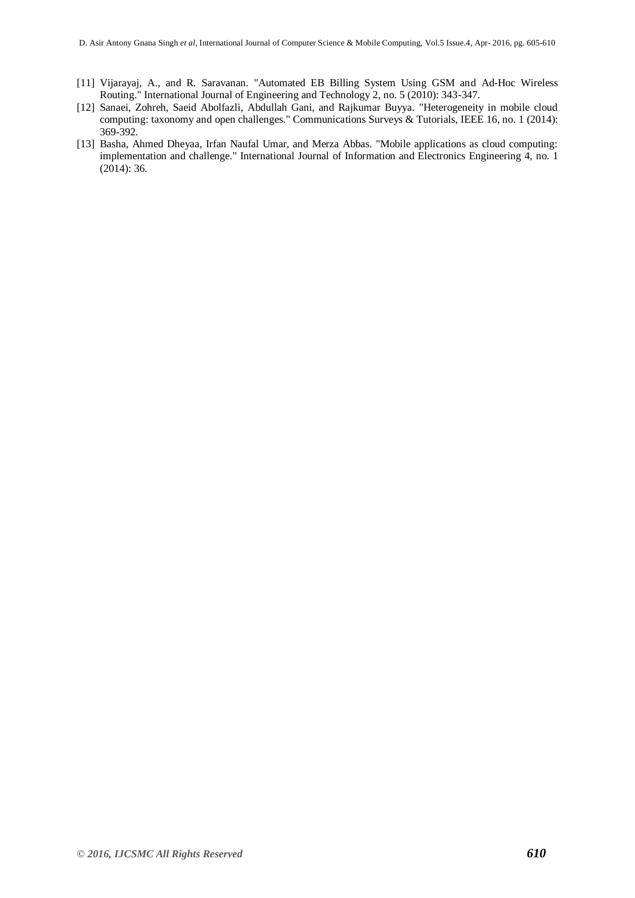[11] Vijarayaj, A., and R. Saravanan. "Automated EB Billing System Using GSM and Ad-Hoc Wireless Routing." International Journal of Engineering and Technology 2, no. 5 (2010): 343-347.

[12] Sanaei, Zohreh, Saeid Abolfazli, Abdullah Gani, and Rajkumar Buyya. "Heterogeneity in mobile cloud computing: taxonomy and open challenges." Communications Surveys & Tutorials, IEEE 16, no. 1 (2014): 369-392.

[13] Basha, Ahmed Dheyaa, Irfan Naufal Umar, and Merza Abbas. "Mobile applications as cloud computing: implementation and challenge." International Journal of Information and Electronics Engineering 4, no. 1 (2014): 36.